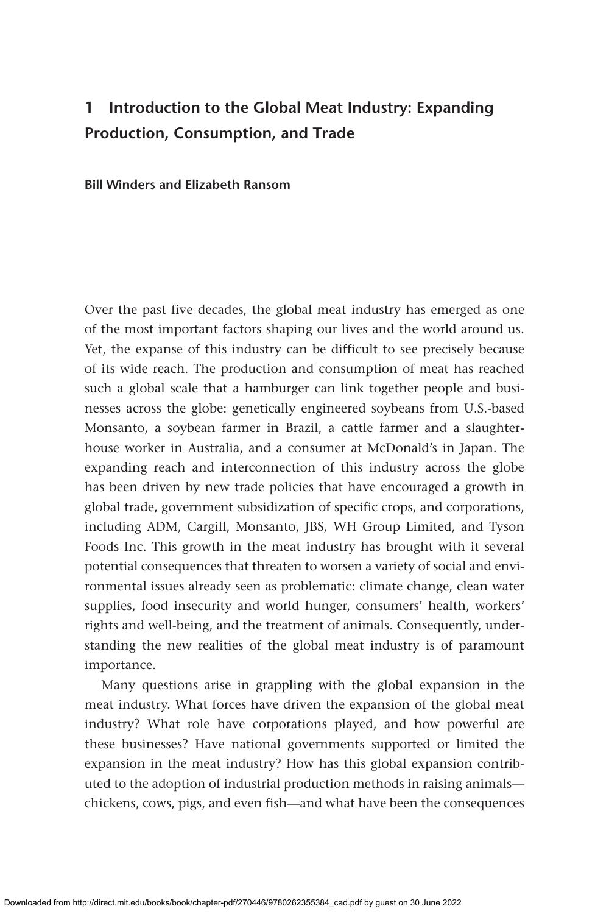# 1 Introduction to the Global Meat Industry: Expanding Production, Consumption, and Trade

**Bill Winders and Elizabeth Ransom**

Over the past five decades, the global meat industry has emerged as one of the most important factors shaping our lives and the world around us. Yet, the expanse of this industry can be difficult to see precisely because of its wide reach. The production and consumption of meat has reached such a global scale that a hamburger can link together people and businesses across the globe: genetically engineered soybeans from U.S.-based Monsanto, a soybean farmer in Brazil, a cattle farmer and a slaughterhouse worker in Australia, and a consumer at McDonald's in Japan. The expanding reach and interconnection of this industry across the globe has been driven by new trade policies that have encouraged a growth in global trade, government subsidization of specific crops, and corporations, including ADM, Cargill, Monsanto, JBS, WH Group Limited, and Tyson Foods Inc. This growth in the meat industry has brought with it several potential consequences that threaten to worsen a variety of social and environmental issues already seen as problematic: climate change, clean water supplies, food insecurity and world hunger, consumers' health, workers' rights and well-being, and the treatment of animals. Consequently, understanding the new realities of the global meat industry is of paramount importance.

Many questions arise in grappling with the global expansion in the meat industry. What forces have driven the expansion of the global meat industry? What role have corporations played, and how powerful are these businesses? Have national governments supported or limited the expansion in the meat industry? How has this global expansion contributed to the adoption of industrial production methods in raising animals—chickens, cows, pigs, and even fish—and what have been the consequences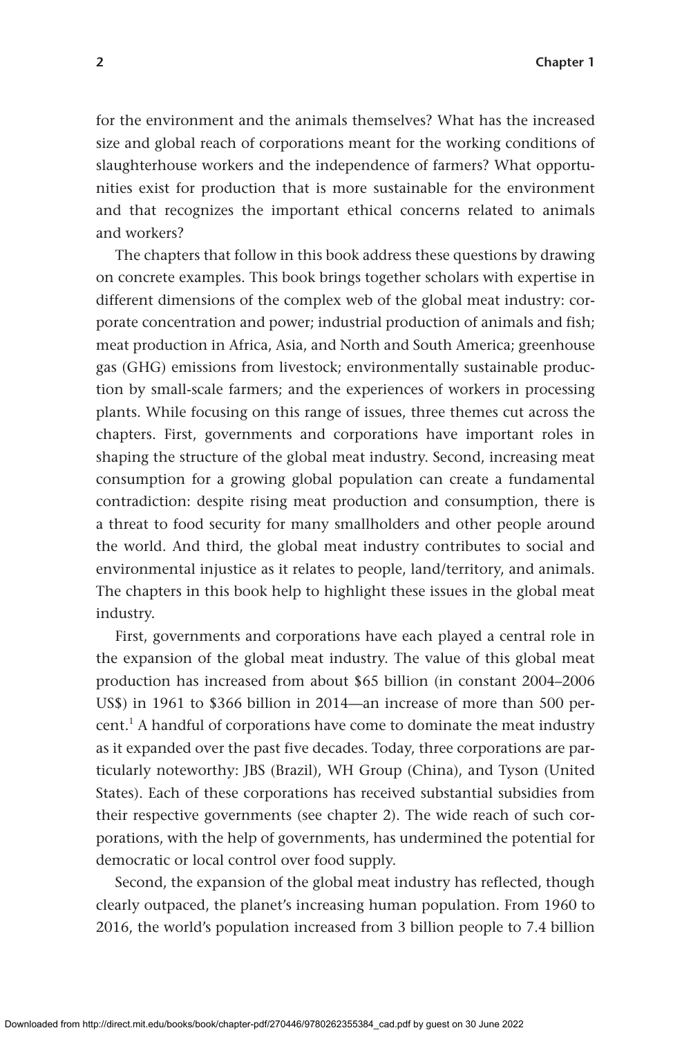for the environment and the animals themselves? What has the increased size and global reach of corporations meant for the working conditions of slaughterhouse workers and the independence of farmers? What opportunities exist for production that is more sustainable for the environment and that recognizes the important ethical concerns related to animals and workers?

The chapters that follow in this book address these questions by drawing on concrete examples. This book brings together scholars with expertise in different dimensions of the complex web of the global meat industry: corporate concentration and power; industrial production of animals and fish; meat production in Africa, Asia, and North and South America; greenhouse gas (GHG) emissions from livestock; environmentally sustainable production by small-scale farmers; and the experiences of workers in processing plants. While focusing on this range of issues, three themes cut across the chapters. First, governments and corporations have important roles in shaping the structure of the global meat industry. Second, increasing meat consumption for a growing global population can create a fundamental contradiction: despite rising meat production and consumption, there is a threat to food security for many smallholders and other people around the world. And third, the global meat industry contributes to social and environmental injustice as it relates to people, land/territory, and animals. The chapters in this book help to highlight these issues in the global meat industry.

First, governments and corporations have each played a central role in the expansion of the global meat industry. The value of this global meat production has increased from about $65 billion (in constant 2004–2006 US$) in 1961 to $366 billion in 2014—an increase of more than 500 percent.[1] A handful of corporations have come to dominate the meat industry as it expanded over the past five decades. Today, three corporations are particularly noteworthy: JBS (Brazil), WH Group (China), and Tyson (United States). Each of these corporations has received substantial subsidies from their respective governments (see chapter 2). The wide reach of such corporations, with the help of governments, has undermined the potential for democratic or local control over food supply.

Second, the expansion of the global meat industry has reflected, though clearly outpaced, the planet's increasing human population. From 1960 to 2016, the world's population increased from 3 billion people to 7.4 billion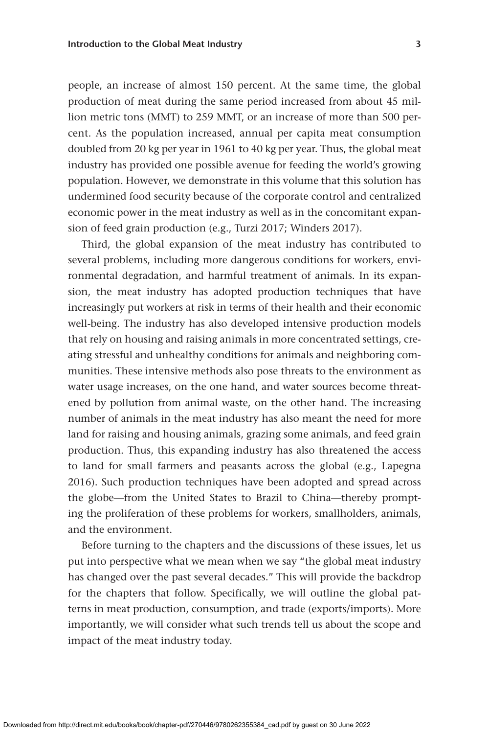people, an increase of almost 150 percent. At the same time, the global production of meat during the same period increased from about 45 million metric tons (MMT) to 259 MMT, or an increase of more than 500 percent. As the population increased, annual per capita meat consumption doubled from 20 kg per year in 1961 to 40 kg per year. Thus, the global meat industry has provided one possible avenue for feeding the world's growing population. However, we demonstrate in this volume that this solution has undermined food security because of the corporate control and centralized economic power in the meat industry as well as in the concomitant expansion of feed grain production (e.g., Turzi 2017; Winders 2017).

Third, the global expansion of the meat industry has contributed to several problems, including more dangerous conditions for workers, environmental degradation, and harmful treatment of animals. In its expansion, the meat industry has adopted production techniques that have increasingly put workers at risk in terms of their health and their economic well-being. The industry has also developed intensive production models that rely on housing and raising animals in more concentrated settings, creating stressful and unhealthy conditions for animals and neighboring communities. These intensive methods also pose threats to the environment as water usage increases, on the one hand, and water sources become threatened by pollution from animal waste, on the other hand. The increasing number of animals in the meat industry has also meant the need for more land for raising and housing animals, grazing some animals, and feed grain production. Thus, this expanding industry has also threatened the access to land for small farmers and peasants across the global (e.g., Lapegna 2016). Such production techniques have been adopted and spread across the globe—from the United States to Brazil to China—thereby prompting the proliferation of these problems for workers, smallholders, animals, and the environment.

Before turning to the chapters and the discussions of these issues, let us put into perspective what we mean when we say "the global meat industry has changed over the past several decades." This will provide the backdrop for the chapters that follow. Specifically, we will outline the global patterns in meat production, consumption, and trade (exports/imports). More importantly, we will consider what such trends tell us about the scope and impact of the meat industry today.